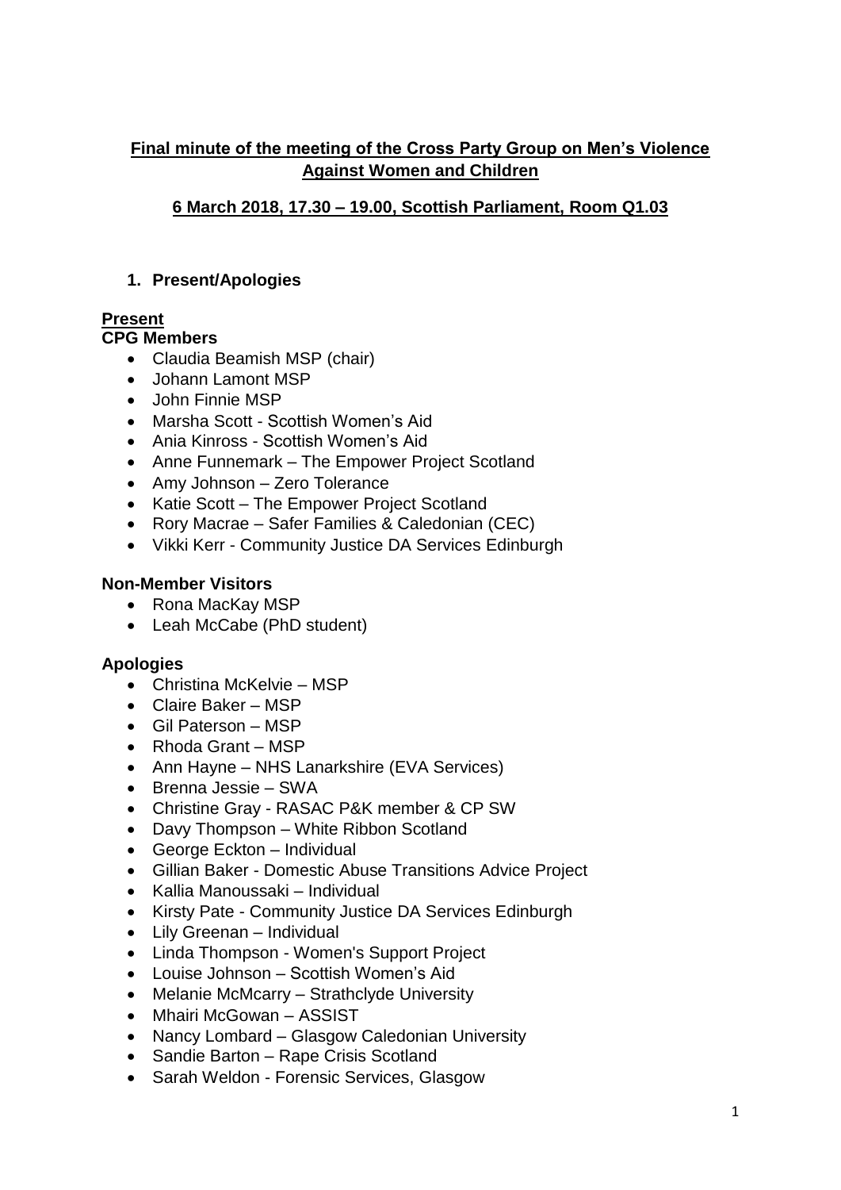# Final minute of the meeting of the Cross Party Group on Men's Violence Against Women and Children

## 6 March 2018, 17.30 – 19.00, Scottish Parliament, Room Q1.03

## 1. Present/Apologies

**Present**

**CPG Members**

- Claudia Beamish MSP (chair)
- Johann Lamont MSP
- John Finnie MSP
- Marsha Scott - Scottish Women's Aid
- Ania Kinross - Scottish Women's Aid
- Anne Funnemark – The Empower Project Scotland
- Amy Johnson – Zero Tolerance
- Katie Scott – The Empower Project Scotland
- Rory Macrae – Safer Families & Caledonian (CEC)
- Vikki Kerr - Community Justice DA Services Edinburgh

**Non-Member Visitors**

- Rona MacKay MSP
- Leah McCabe (PhD student)

**Apologies**

- Christina McKelvie – MSP
- Claire Baker – MSP
- Gil Paterson – MSP
- Rhoda Grant – MSP
- Ann Hayne – NHS Lanarkshire (EVA Services)
- Brenna Jessie – SWA
- Christine Gray - RASAC P&K member & CP SW
- Davy Thompson – White Ribbon Scotland
- George Eckton – Individual
- Gillian Baker - Domestic Abuse Transitions Advice Project
- Kallia Manoussaki – Individual
- Kirsty Pate - Community Justice DA Services Edinburgh
- Lily Greenan – Individual
- Linda Thompson - Women's Support Project
- Louise Johnson – Scottish Women's Aid
- Melanie McMcarry – Strathclyde University
- Mhairi McGowan – ASSIST
- Nancy Lombard – Glasgow Caledonian University
- Sandie Barton – Rape Crisis Scotland
- Sarah Weldon - Forensic Services, Glasgow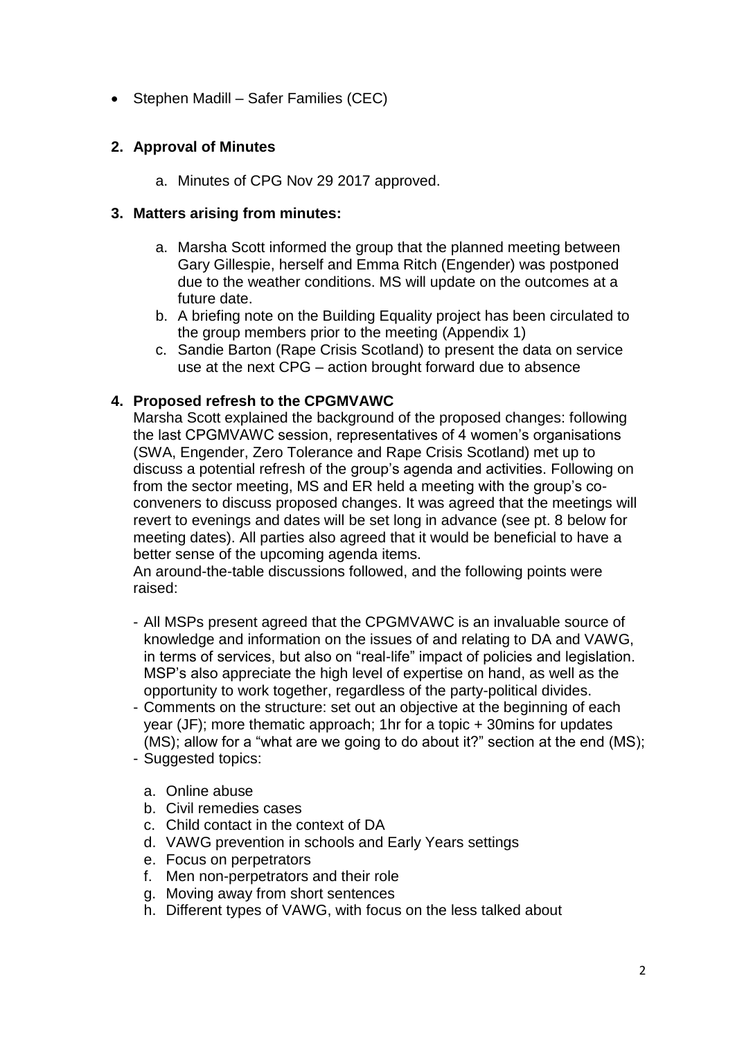- Stephen Madill – Safer Families (CEC)

**2. Approval of Minutes**

   a. Minutes of CPG Nov 29 2017 approved.

**3. Matters arising from minutes:**

   a. Marsha Scott informed the group that the planned meeting between Gary Gillespie, herself and Emma Ritch (Engender) was postponed due to the weather conditions. MS will update on the outcomes at a future date.
   b. A briefing note on the Building Equality project has been circulated to the group members prior to the meeting (Appendix 1)
   c. Sandie Barton (Rape Crisis Scotland) to present the data on service use at the next CPG – action brought forward due to absence

**4. Proposed refresh to the CPGMVAWC**

Marsha Scott explained the background of the proposed changes: following the last CPGMVAWC session, representatives of 4 women's organisations (SWA, Engender, Zero Tolerance and Rape Crisis Scotland) met up to discuss a potential refresh of the group's agenda and activities. Following on from the sector meeting, MS and ER held a meeting with the group's co-conveners to discuss proposed changes. It was agreed that the meetings will revert to evenings and dates will be set long in advance (see pt. 8 below for meeting dates). All parties also agreed that it would be beneficial to have a better sense of the upcoming agenda items.

An around-the-table discussions followed, and the following points were raised:

- All MSPs present agreed that the CPGMVAWC is an invaluable source of knowledge and information on the issues of and relating to DA and VAWG, in terms of services, but also on "real-life" impact of policies and legislation. MSP's also appreciate the high level of expertise on hand, as well as the opportunity to work together, regardless of the party-political divides.
- Comments on the structure: set out an objective at the beginning of each year (JF); more thematic approach; 1hr for a topic + 30mins for updates (MS); allow for a "what are we going to do about it?" section at the end (MS);
- Suggested topics:

   a. Online abuse
   b. Civil remedies cases
   c. Child contact in the context of DA
   d. VAWG prevention in schools and Early Years settings
   e. Focus on perpetrators
   f. Men non-perpetrators and their role
   g. Moving away from short sentences
   h. Different types of VAWG, with focus on the less talked about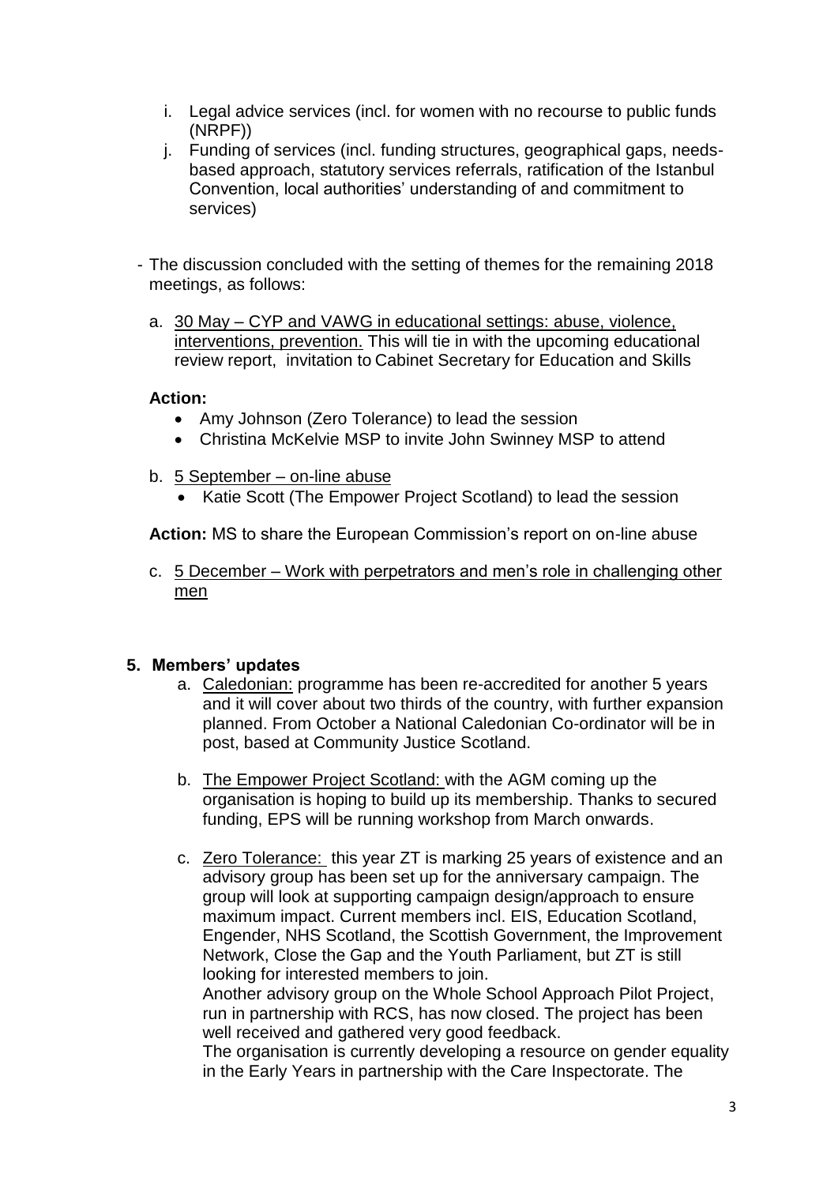i. Legal advice services (incl. for women with no recourse to public funds (NRPF))

j. Funding of services (incl. funding structures, geographical gaps, needs-based approach, statutory services referrals, ratification of the Istanbul Convention, local authorities' understanding of and commitment to services)

- The discussion concluded with the setting of themes for the remaining 2018 meetings, as follows:

  a. 30 May – CYP and VAWG in educational settings: abuse, violence, interventions, prevention. This will tie in with the upcoming educational review report, invitation to Cabinet Secretary for Education and Skills

  **Action:**
  - Amy Johnson (Zero Tolerance) to lead the session
  - Christina McKelvie MSP to invite John Swinney MSP to attend

  b. 5 September – on-line abuse
  - Katie Scott (The Empower Project Scotland) to lead the session

  **Action:** MS to share the European Commission's report on on-line abuse

  c. 5 December – Work with perpetrators and men's role in challenging other men

## 5. Members' updates

a. Caledonian: programme has been re-accredited for another 5 years and it will cover about two thirds of the country, with further expansion planned. From October a National Caledonian Co-ordinator will be in post, based at Community Justice Scotland.

b. The Empower Project Scotland: with the AGM coming up the organisation is hoping to build up its membership. Thanks to secured funding, EPS will be running workshop from March onwards.

c. Zero Tolerance: this year ZT is marking 25 years of existence and an advisory group has been set up for the anniversary campaign. The group will look at supporting campaign design/approach to ensure maximum impact. Current members incl. EIS, Education Scotland, Engender, NHS Scotland, the Scottish Government, the Improvement Network, Close the Gap and the Youth Parliament, but ZT is still looking for interested members to join.
Another advisory group on the Whole School Approach Pilot Project, run in partnership with RCS, has now closed. The project has been well received and gathered very good feedback.
The organisation is currently developing a resource on gender equality in the Early Years in partnership with the Care Inspectorate. The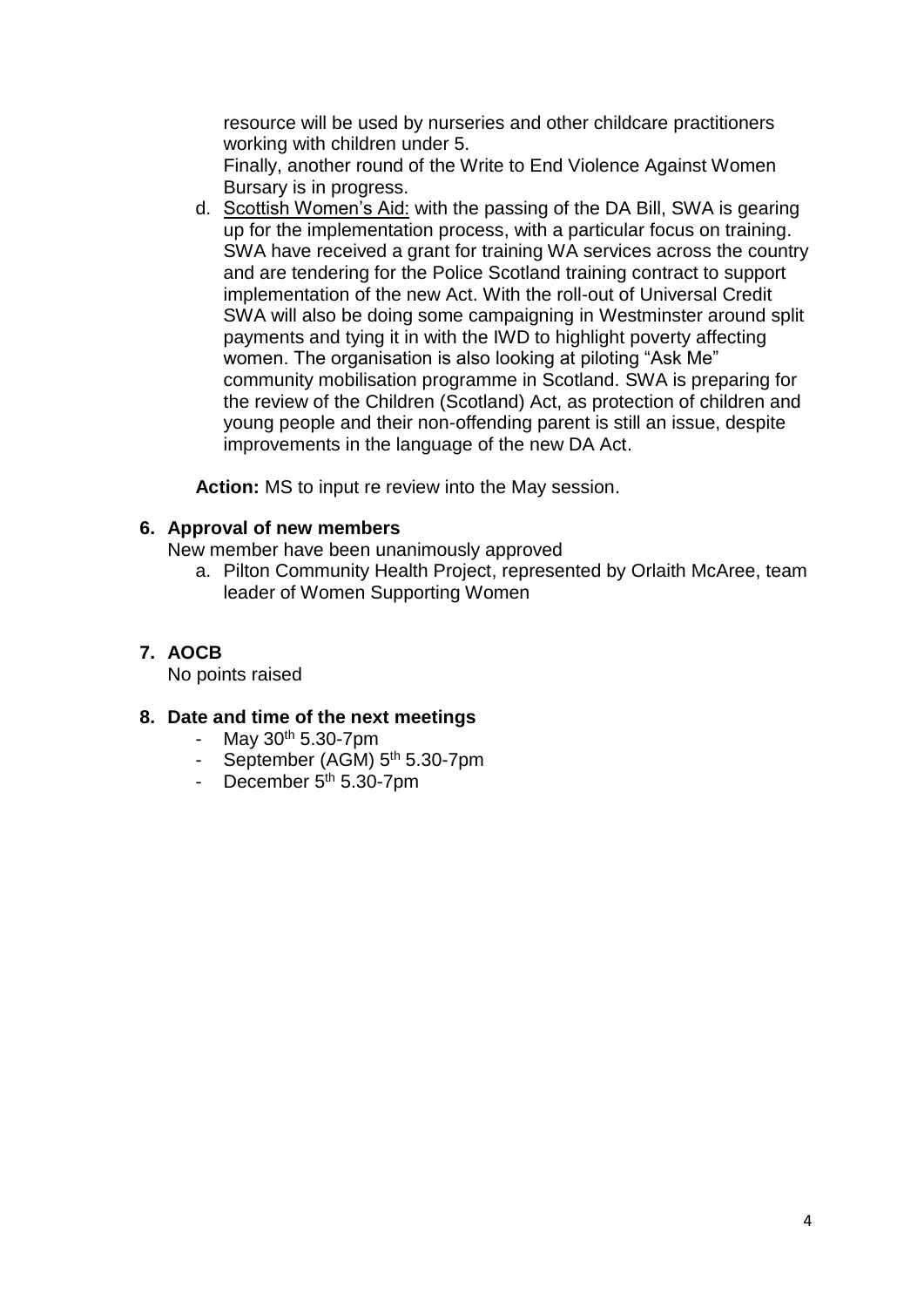resource will be used by nurseries and other childcare practitioners working with children under 5.
Finally, another round of the Write to End Violence Against Women Bursary is in progress.

d. Scottish Women's Aid: with the passing of the DA Bill, SWA is gearing up for the implementation process, with a particular focus on training. SWA have received a grant for training WA services across the country and are tendering for the Police Scotland training contract to support implementation of the new Act. With the roll-out of Universal Credit SWA will also be doing some campaigning in Westminster around split payments and tying it in with the IWD to highlight poverty affecting women. The organisation is also looking at piloting "Ask Me" community mobilisation programme in Scotland. SWA is preparing for the review of the Children (Scotland) Act, as protection of children and young people and their non-offending parent is still an issue, despite improvements in the language of the new DA Act.

**Action:** MS to input re review into the May session.

## 6. Approval of new members

New member have been unanimously approved

a. Pilton Community Health Project, represented by Orlaith McAree, team leader of Women Supporting Women

## 7. AOCB

No points raised

## 8. Date and time of the next meetings

- May 30th 5.30-7pm
- September (AGM) 5th 5.30-7pm
- December 5th 5.30-7pm